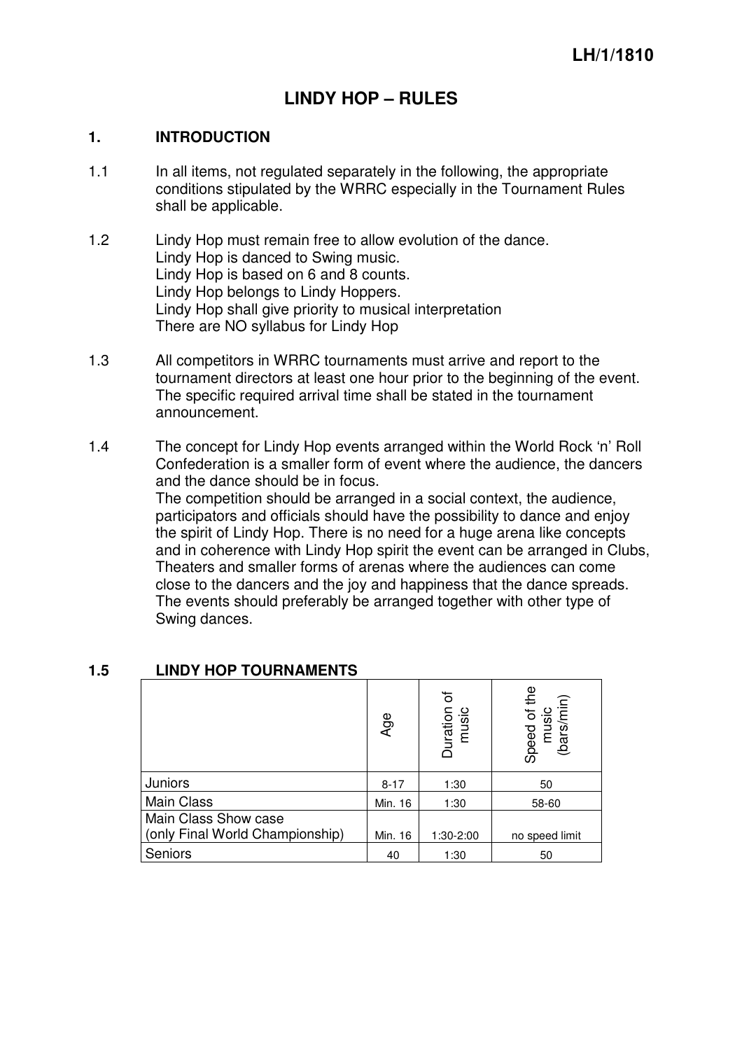LH/1/1810

# LINDY HOP – RULES

## 1. INTRODUCTION

1.1 In all items, not regulated separately in the following, the appropriate conditions stipulated by the WRRC especially in the Tournament Rules shall be applicable.

1.2 Lindy Hop must remain free to allow evolution of the dance.
Lindy Hop is danced to Swing music.
Lindy Hop is based on 6 and 8 counts.
Lindy Hop belongs to Lindy Hoppers.
Lindy Hop shall give priority to musical interpretation
There are NO syllabus for Lindy Hop

1.3 All competitors in WRRC tournaments must arrive and report to the tournament directors at least one hour prior to the beginning of the event. The specific required arrival time shall be stated in the tournament announcement.

1.4 The concept for Lindy Hop events arranged within the World Rock 'n' Roll Confederation is a smaller form of event where the audience, the dancers and the dance should be in focus.
The competition should be arranged in a social context, the audience, participators and officials should have the possibility to dance and enjoy the spirit of Lindy Hop. There is no need for a huge arena like concepts and in coherence with Lindy Hop spirit the event can be arranged in Clubs, Theaters and smaller forms of arenas where the audiences can come close to the dancers and the joy and happiness that the dance spreads. The events should preferably be arranged together with other type of Swing dances.

## 1.5 LINDY HOP TOURNAMENTS

| | Age | Duration of music | Speed of the music (bars/min) |
|---|---|---|---|
| Juniors | 8-17 | 1:30 | 50 |
| Main Class | Min. 16 | 1:30 | 58-60 |
| Main Class Show case (only Final World Championship) | Min. 16 | 1:30-2:00 | no speed limit |
| Seniors | 40 | 1:30 | 50 |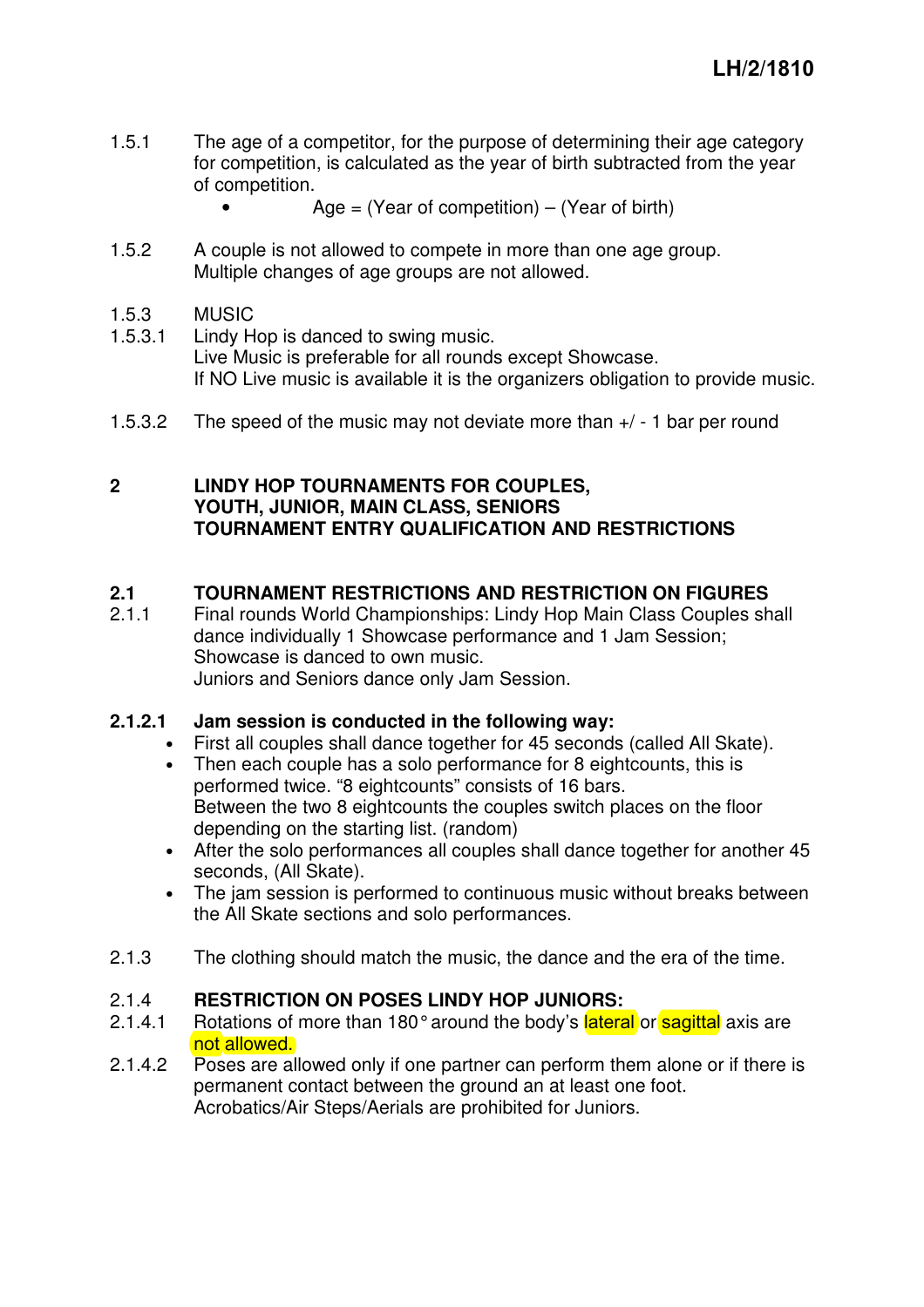1.5.1 The age of a competitor, for the purpose of determining their age category for competition, is calculated as the year of birth subtracted from the year of competition.

- Age = (Year of competition) – (Year of birth)

1.5.2 A couple is not allowed to compete in more than one age group. Multiple changes of age groups are not allowed.

1.5.3 MUSIC

1.5.3.1 Lindy Hop is danced to swing music.
Live Music is preferable for all rounds except Showcase.
If NO Live music is available it is the organizers obligation to provide music.

1.5.3.2 The speed of the music may not deviate more than +/ - 1 bar per round

## 2 LINDY HOP TOURNAMENTS FOR COUPLES, YOUTH, JUNIOR, MAIN CLASS, SENIORS TOURNAMENT ENTRY QUALIFICATION AND RESTRICTIONS

### 2.1 TOURNAMENT RESTRICTIONS AND RESTRICTION ON FIGURES

2.1.1 Final rounds World Championships: Lindy Hop Main Class Couples shall dance individually 1 Showcase performance and 1 Jam Session; Showcase is danced to own music.
Juniors and Seniors dance only Jam Session.

**2.1.2.1 Jam session is conducted in the following way:**

- First all couples shall dance together for 45 seconds (called All Skate).
- Then each couple has a solo performance for 8 eightcounts, this is performed twice. "8 eightcounts" consists of 16 bars.
Between the two 8 eightcounts the couples switch places on the floor depending on the starting list. (random)
- After the solo performances all couples shall dance together for another 45 seconds, (All Skate).
- The jam session is performed to continuous music without breaks between the All Skate sections and solo performances.

2.1.3 The clothing should match the music, the dance and the era of the time.

**2.1.4 RESTRICTION ON POSES LINDY HOP JUNIORS:**

2.1.4.1 Rotations of more than 180° around the body's lateral or sagittal axis are not allowed.

2.1.4.2 Poses are allowed only if one partner can perform them alone or if there is permanent contact between the ground an at least one foot.
Acrobatics/Air Steps/Aerials are prohibited for Juniors.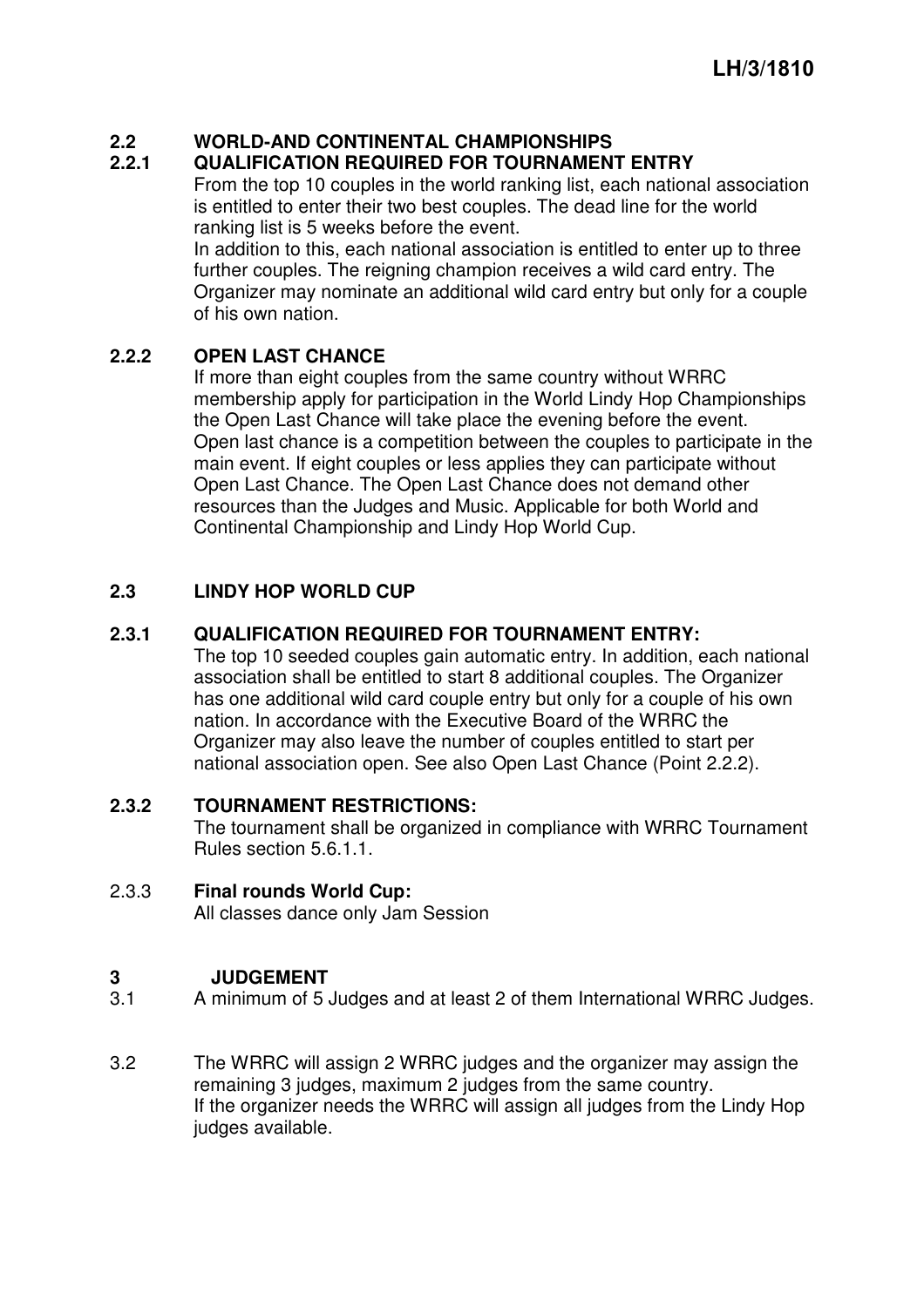## 2.2 WORLD-AND CONTINENTAL CHAMPIONSHIPS

### 2.2.1 QUALIFICATION REQUIRED FOR TOURNAMENT ENTRY

From the top 10 couples in the world ranking list, each national association is entitled to enter their two best couples. The dead line for the world ranking list is 5 weeks before the event.

In addition to this, each national association is entitled to enter up to three further couples. The reigning champion receives a wild card entry. The Organizer may nominate an additional wild card entry but only for a couple of his own nation.

### 2.2.2 OPEN LAST CHANCE

If more than eight couples from the same country without WRRC membership apply for participation in the World Lindy Hop Championships the Open Last Chance will take place the evening before the event.

Open last chance is a competition between the couples to participate in the main event. If eight couples or less applies they can participate without Open Last Chance. The Open Last Chance does not demand other resources than the Judges and Music. Applicable for both World and Continental Championship and Lindy Hop World Cup.

## 2.3 LINDY HOP WORLD CUP

### 2.3.1 QUALIFICATION REQUIRED FOR TOURNAMENT ENTRY:

The top 10 seeded couples gain automatic entry. In addition, each national association shall be entitled to start 8 additional couples. The Organizer has one additional wild card couple entry but only for a couple of his own nation. In accordance with the Executive Board of the WRRC the Organizer may also leave the number of couples entitled to start per national association open. See also Open Last Chance (Point 2.2.2).

### 2.3.2 TOURNAMENT RESTRICTIONS:

The tournament shall be organized in compliance with WRRC Tournament Rules section 5.6.1.1.

### 2.3.3 Final rounds World Cup:

All classes dance only Jam Session

# 3 JUDGEMENT

3.1 A minimum of 5 Judges and at least 2 of them International WRRC Judges.

3.2 The WRRC will assign 2 WRRC judges and the organizer may assign the remaining 3 judges, maximum 2 judges from the same country.
If the organizer needs the WRRC will assign all judges from the Lindy Hop judges available.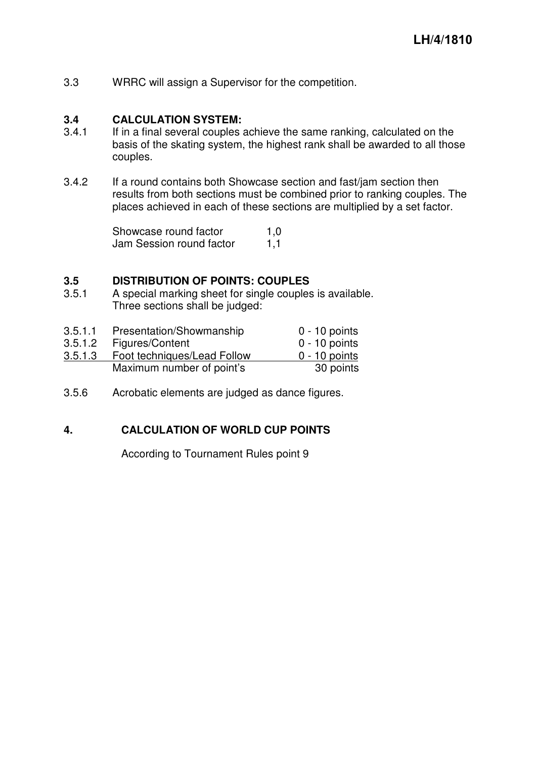3.3 WRRC will assign a Supervisor for the competition.

## 3.4 CALCULATION SYSTEM:

3.4.1 If in a final several couples achieve the same ranking, calculated on the basis of the skating system, the highest rank shall be awarded to all those couples.

3.4.2 If a round contains both Showcase section and fast/jam section then results from both sections must be combined prior to ranking couples. The places achieved in each of these sections are multiplied by a set factor.

| | |
|---|---|
| Showcase round factor | 1,0 |
| Jam Session round factor | 1,1 |

## 3.5 DISTRIBUTION OF POINTS: COUPLES

3.5.1 A special marking sheet for single couples is available. Three sections shall be judged:

| | | |
|---|---|---|
| 3.5.1.1 | Presentation/Showmanship | 0 - 10 points |
| 3.5.1.2 | Figures/Content | 0 - 10 points |
| 3.5.1.3 | Foot techniques/Lead Follow | 0 - 10 points |
| | Maximum number of point's | 30 points |

3.5.6 Acrobatic elements are judged as dance figures.

## 4. CALCULATION OF WORLD CUP POINTS

According to Tournament Rules point 9